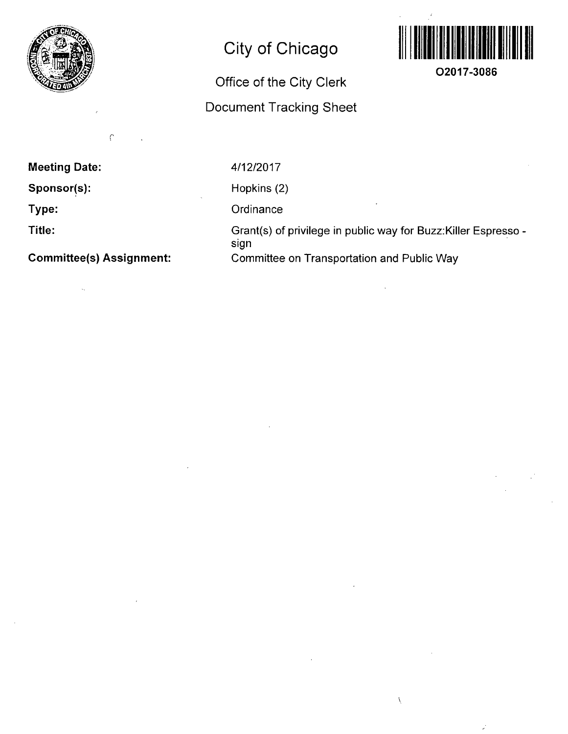# City of Chicago

## Office of the City Clerk

## Document Tracking Sheet

**O2017-3086**

| | |
|---|---|
| **Meeting Date:** | 4/12/2017 |
| **Sponsor(s):** | Hopkins (2) |
| **Type:** | Ordinance |
| **Title:** | Grant(s) of privilege in public way for Buzz:Killer Espresso - sign |
| **Committee(s) Assignment:** | Committee on Transportation and Public Way |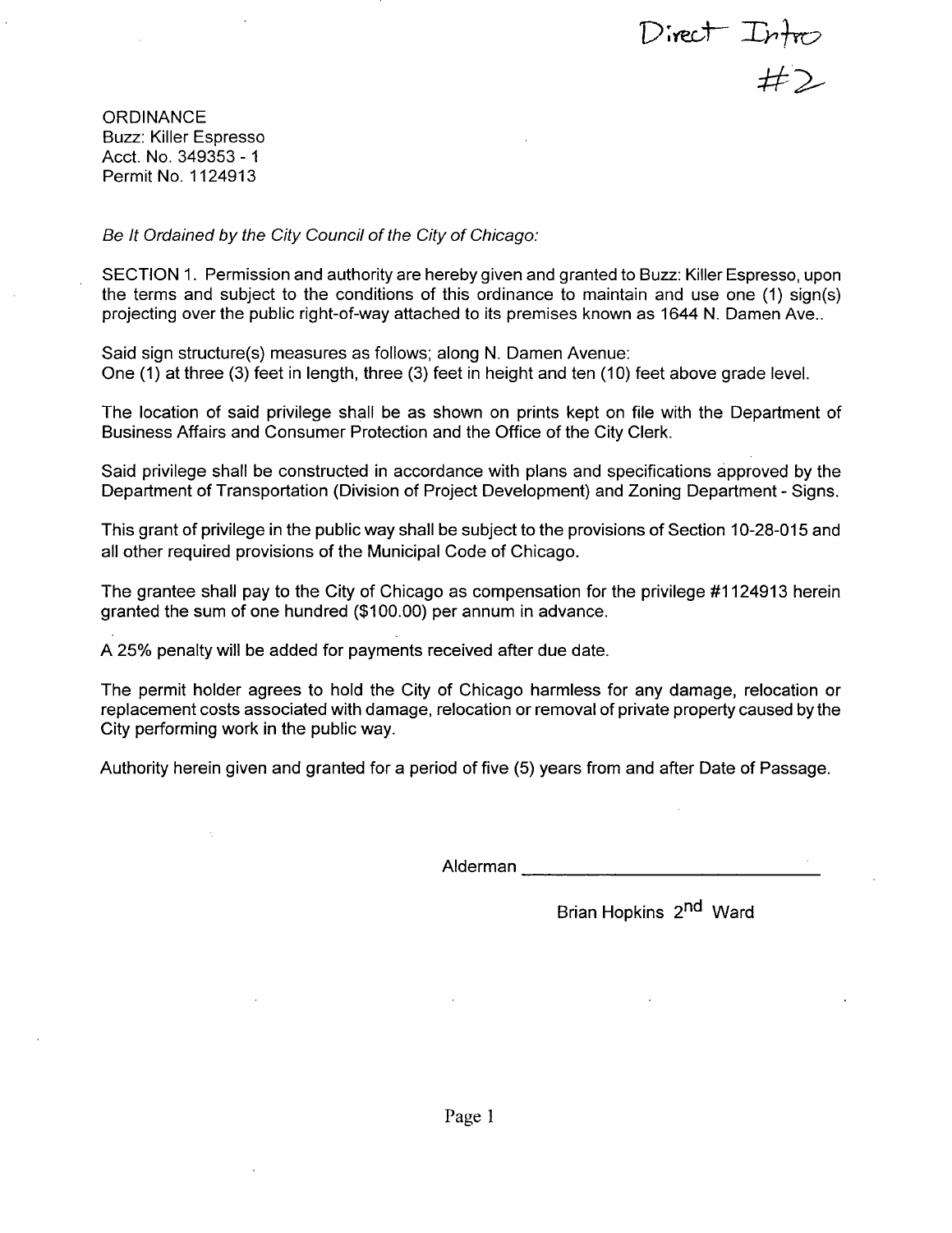Direct Intro #2

ORDINANCE
Buzz: Killer Espresso
Acct. No. 349353 - 1
Permit No. 1124913

*Be It Ordained by the City Council of the City of Chicago:*

SECTION 1. Permission and authority are hereby given and granted to Buzz: Killer Espresso, upon the terms and subject to the conditions of this ordinance to maintain and use one (1) sign(s) projecting over the public right-of-way attached to its premises known as 1644 N. Damen Ave..

Said sign structure(s) measures as follows; along N. Damen Avenue:
One (1) at three (3) feet in length, three (3) feet in height and ten (10) feet above grade level.

The location of said privilege shall be as shown on prints kept on file with the Department of Business Affairs and Consumer Protection and the Office of the City Clerk.

Said privilege shall be constructed in accordance with plans and specifications approved by the Department of Transportation (Division of Project Development) and Zoning Department - Signs.

This grant of privilege in the public way shall be subject to the provisions of Section 10-28-015 and all other required provisions of the Municipal Code of Chicago.

The grantee shall pay to the City of Chicago as compensation for the privilege #1124913 herein granted the sum of one hundred ($100.00) per annum in advance.

A 25% penalty will be added for payments received after due date.

The permit holder agrees to hold the City of Chicago harmless for any damage, relocation or replacement costs associated with damage, relocation or removal of private property caused by the City performing work in the public way.

Authority herein given and granted for a period of five (5) years from and after Date of Passage.

Alderman ______________________________

Brian Hopkins 2nd Ward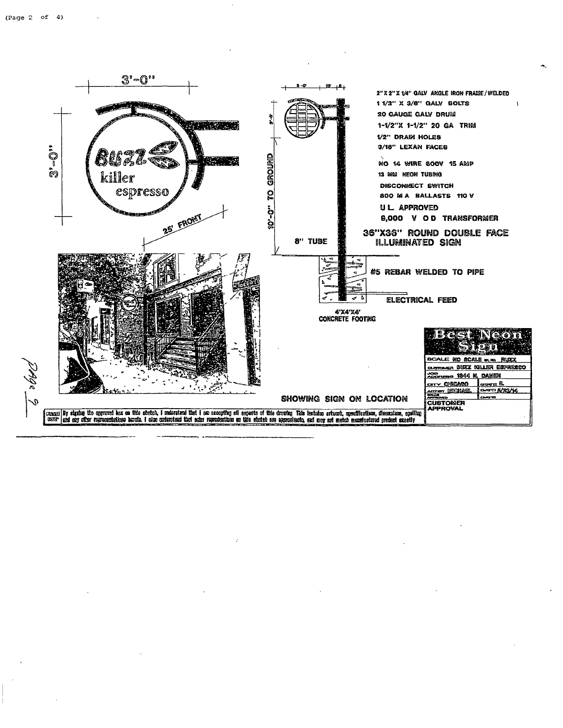3'-0"

3'-0"

BUZZ killer espresso

25' FRONT

3'-0" 18" 8"

3'-0"

10'-0" TO GROUND

8" TUBE

2" X 2" X 1/4" GALV ANGLE IRON FRAME/WELDED

1 1/2" X 3/8" GALV BOLTS

20 GAUGE GALV DRUM

1-1/2"X 1-1/2" 20 GA TRIM

1/2" DRAIN HOLES

3/16" LEXAN FACES

NO 14 WIRE 600V 15 AMP

13 MM NEON TUBING

DISCONNECT SWITCH

800 M A BALLASTS 110 V

U L APPROVED

9,000 V O D TRANSFORMER

36"X36" ROUND DOUBLE FACE ILLUMINATED SIGN

#5 REBAR WELDED TO PIPE

ELECTRICAL FEED

4'X4'X4' CONCRETE FOOTING

SHOWING SIGN ON LOCATION

Best Neon Sign

| | |
|---|---|
| SCALE NO SCALE | W.O. NO. BUZZ |
| CUSTOMER BUZZ KILLER ESPRESSO | |
| JOB ADDRESS 1344 N. DAMEN | |
| CITY CHICAGO | STATE IL |
| ARTIST MICHAEL | DATE 6/23/14 |
| SALES APPROVED | DATE |
| CUSTOMER APPROVAL | |

PLEASE NOTE: By signing the approval box on this sketch, I understand that I am accepting all aspects of this drawing. This includes artwork, specifications, dimensions, spelling and any other representations herein. I also understand that color reproductions on this sketch are approximate, and may not match manufactured product exactly.

Page 2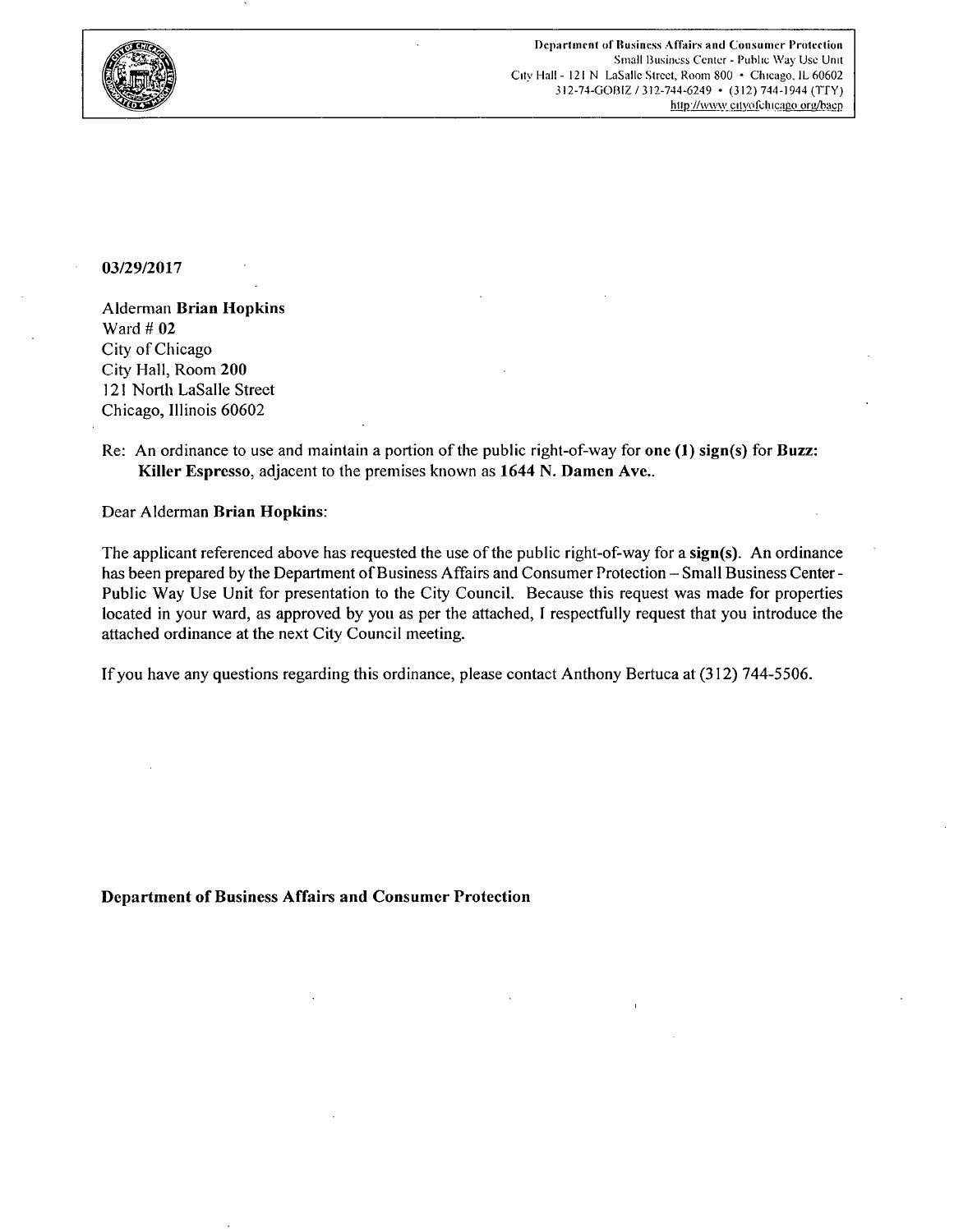Department of Business Affairs and Consumer Protection
Small Business Center - Public Way Use Unit
City Hall - 121 N LaSalle Street, Room 800 • Chicago, IL 60602
312-74-GOBIZ / 312-744-6249 • (312) 744-1944 (TTY)
http://www.cityofchicago.org/bacp

**03/29/2017**

Alderman **Brian Hopkins**
Ward # **02**
City of Chicago
City Hall, Room **200**
121 North LaSalle Street
Chicago, Illinois 60602

Re: An ordinance to use and maintain a portion of the public right-of-way for **one (1) sign(s)** for **Buzz: Killer Espresso**, adjacent to the premises known as **1644 N. Damen Ave.**.

Dear Alderman **Brian Hopkins**:

The applicant referenced above has requested the use of the public right-of-way for a **sign(s)**. An ordinance has been prepared by the Department of Business Affairs and Consumer Protection – Small Business Center - Public Way Use Unit for presentation to the City Council. Because this request was made for properties located in your ward, as approved by you as per the attached, I respectfully request that you introduce the attached ordinance at the next City Council meeting.

If you have any questions regarding this ordinance, please contact Anthony Bertuca at (312) 744-5506.

**Department of Business Affairs and Consumer Protection**